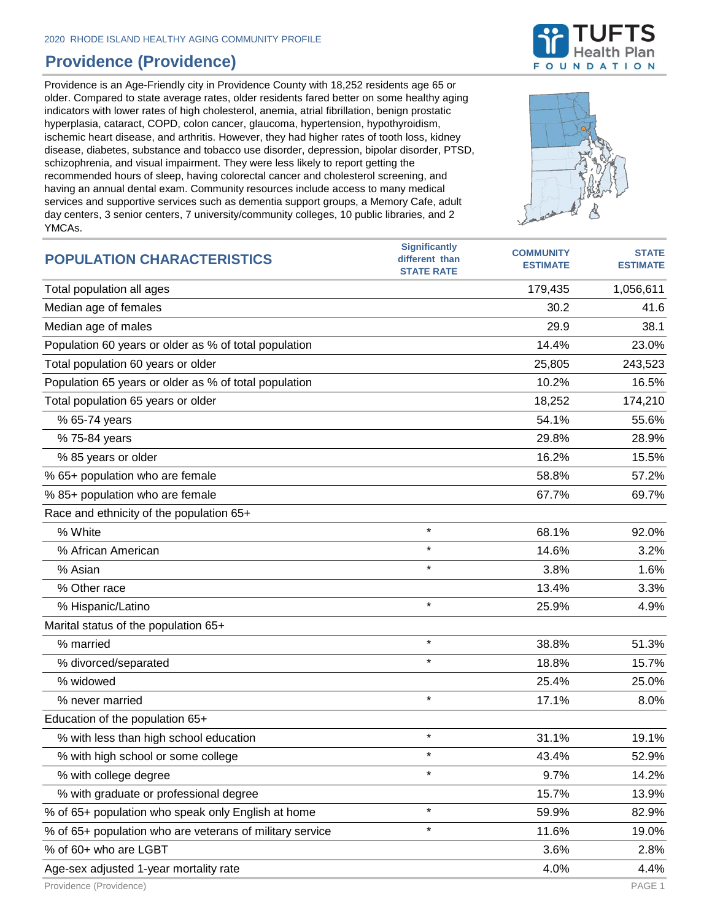2020 RHODE ISLAND HEALTHY AGING COMMUNITY PROFILE

# Providence (Providence)

Providence is an Age-Friendly city in Providence County with 18,252 residents age 65 or older. Compared to state average rates, older residents fared better on some healthy aging indicators with lower rates of high cholesterol, anemia, atrial fibrillation, benign prostatic hyperplasia, cataract, COPD, colon cancer, glaucoma, hypertension, hypothyroidism, ischemic heart disease, and arthritis. However, they had higher rates of tooth loss, kidney disease, diabetes, substance and tobacco use disorder, depression, bipolar disorder, PTSD, schizophrenia, and visual impairment. They were less likely to report getting the recommended hours of sleep, having colorectal cancer and cholesterol screening, and having an annual dental exam. Community resources include access to many medical services and supportive services such as dementia support groups, a Memory Cafe, adult day centers, 3 senior centers, 7 university/community colleges, 10 public libraries, and 2 YMCAs.

| POPULATION CHARACTERISTICS | Significantly different than STATE RATE | COMMUNITY ESTIMATE | STATE ESTIMATE |
|---|---|---|---|
| Total population all ages | | 179,435 | 1,056,611 |
| Median age of females | | 30.2 | 41.6 |
| Median age of males | | 29.9 | 38.1 |
| Population 60 years or older as % of total population | | 14.4% | 23.0% |
| Total population 60 years or older | | 25,805 | 243,523 |
| Population 65 years or older as % of total population | | 10.2% | 16.5% |
| Total population 65 years or older | | 18,252 | 174,210 |
| % 65-74 years | | 54.1% | 55.6% |
| % 75-84 years | | 29.8% | 28.9% |
| % 85 years or older | | 16.2% | 15.5% |
| % 65+ population who are female | | 58.8% | 57.2% |
| % 85+ population who are female | | 67.7% | 69.7% |
| Race and ethnicity of the population 65+ | | | |
| % White | * | 68.1% | 92.0% |
| % African American | * | 14.6% | 3.2% |
| % Asian | * | 3.8% | 1.6% |
| % Other race | | 13.4% | 3.3% |
| % Hispanic/Latino | * | 25.9% | 4.9% |
| Marital status of the population 65+ | | | |
| % married | * | 38.8% | 51.3% |
| % divorced/separated | * | 18.8% | 15.7% |
| % widowed | | 25.4% | 25.0% |
| % never married | * | 17.1% | 8.0% |
| Education of the population 65+ | | | |
| % with less than high school education | * | 31.1% | 19.1% |
| % with high school or some college | * | 43.4% | 52.9% |
| % with college degree | * | 9.7% | 14.2% |
| % with graduate or professional degree | | 15.7% | 13.9% |
| % of 65+ population who speak only English at home | * | 59.9% | 82.9% |
| % of 65+ population who are veterans of military service | * | 11.6% | 19.0% |
| % of 60+ who are LGBT | | 3.6% | 2.8% |
| Age-sex adjusted 1-year mortality rate | | 4.0% | 4.4% |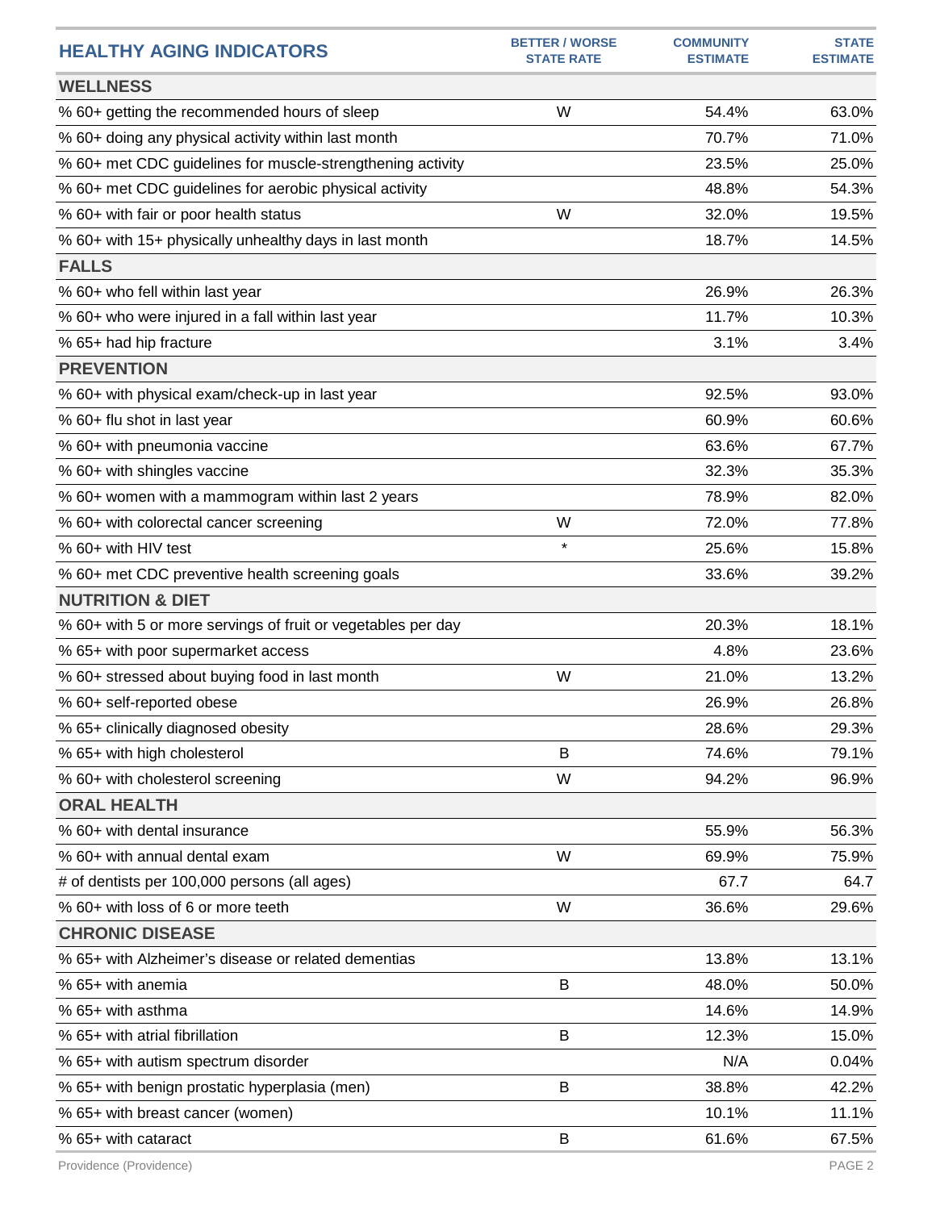| HEALTHY AGING INDICATORS | BETTER / WORSE STATE RATE | COMMUNITY ESTIMATE | STATE ESTIMATE |
|---|---|---|---|
| **WELLNESS** | | | |
| % 60+ getting the recommended hours of sleep | W | 54.4% | 63.0% |
| % 60+ doing any physical activity within last month | | 70.7% | 71.0% |
| % 60+ met CDC guidelines for muscle-strengthening activity | | 23.5% | 25.0% |
| % 60+ met CDC guidelines for aerobic physical activity | | 48.8% | 54.3% |
| % 60+ with fair or poor health status | W | 32.0% | 19.5% |
| % 60+ with 15+ physically unhealthy days in last month | | 18.7% | 14.5% |
| **FALLS** | | | |
| % 60+ who fell within last year | | 26.9% | 26.3% |
| % 60+ who were injured in a fall within last year | | 11.7% | 10.3% |
| % 65+ had hip fracture | | 3.1% | 3.4% |
| **PREVENTION** | | | |
| % 60+ with physical exam/check-up in last year | | 92.5% | 93.0% |
| % 60+ flu shot in last year | | 60.9% | 60.6% |
| % 60+ with pneumonia vaccine | | 63.6% | 67.7% |
| % 60+ with shingles vaccine | | 32.3% | 35.3% |
| % 60+ women with a mammogram within last 2 years | | 78.9% | 82.0% |
| % 60+ with colorectal cancer screening | W | 72.0% | 77.8% |
| % 60+ with HIV test | * | 25.6% | 15.8% |
| % 60+ met CDC preventive health screening goals | | 33.6% | 39.2% |
| **NUTRITION & DIET** | | | |
| % 60+ with 5 or more servings of fruit or vegetables per day | | 20.3% | 18.1% |
| % 65+ with poor supermarket access | | 4.8% | 23.6% |
| % 60+ stressed about buying food in last month | W | 21.0% | 13.2% |
| % 60+ self-reported obese | | 26.9% | 26.8% |
| % 65+ clinically diagnosed obesity | | 28.6% | 29.3% |
| % 65+ with high cholesterol | B | 74.6% | 79.1% |
| % 60+ with cholesterol screening | W | 94.2% | 96.9% |
| **ORAL HEALTH** | | | |
| % 60+ with dental insurance | | 55.9% | 56.3% |
| % 60+ with annual dental exam | W | 69.9% | 75.9% |
| # of dentists per 100,000 persons (all ages) | | 67.7 | 64.7 |
| % 60+ with loss of 6 or more teeth | W | 36.6% | 29.6% |
| **CHRONIC DISEASE** | | | |
| % 65+ with Alzheimer's disease or related dementias | | 13.8% | 13.1% |
| % 65+ with anemia | B | 48.0% | 50.0% |
| % 65+ with asthma | | 14.6% | 14.9% |
| % 65+ with atrial fibrillation | B | 12.3% | 15.0% |
| % 65+ with autism spectrum disorder | | N/A | 0.04% |
| % 65+ with benign prostatic hyperplasia (men) | B | 38.8% | 42.2% |
| % 65+ with breast cancer (women) | | 10.1% | 11.1% |
| % 65+ with cataract | B | 61.6% | 67.5% |

Providence (Providence)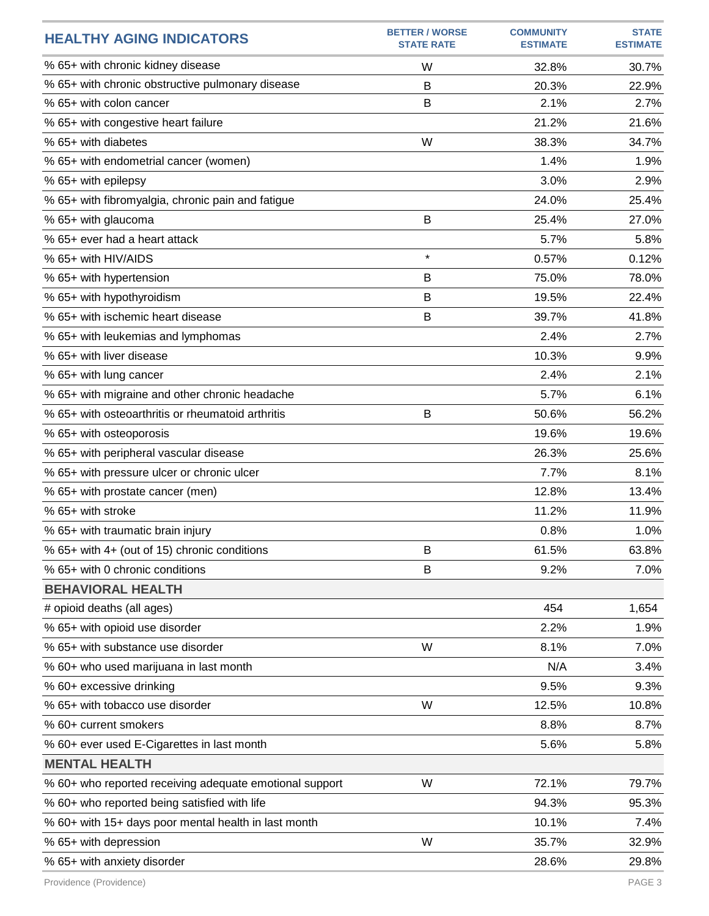| HEALTHY AGING INDICATORS | BETTER / WORSE STATE RATE | COMMUNITY ESTIMATE | STATE ESTIMATE |
|---|---|---|---|
| % 65+ with chronic kidney disease | W | 32.8% | 30.7% |
| % 65+ with chronic obstructive pulmonary disease | B | 20.3% | 22.9% |
| % 65+ with colon cancer | B | 2.1% | 2.7% |
| % 65+ with congestive heart failure | | 21.2% | 21.6% |
| % 65+ with diabetes | W | 38.3% | 34.7% |
| % 65+ with endometrial cancer (women) | | 1.4% | 1.9% |
| % 65+ with epilepsy | | 3.0% | 2.9% |
| % 65+ with fibromyalgia, chronic pain and fatigue | | 24.0% | 25.4% |
| % 65+ with glaucoma | B | 25.4% | 27.0% |
| % 65+ ever had a heart attack | | 5.7% | 5.8% |
| % 65+ with HIV/AIDS | * | 0.57% | 0.12% |
| % 65+ with hypertension | B | 75.0% | 78.0% |
| % 65+ with hypothyroidism | B | 19.5% | 22.4% |
| % 65+ with ischemic heart disease | B | 39.7% | 41.8% |
| % 65+ with leukemias and lymphomas | | 2.4% | 2.7% |
| % 65+ with liver disease | | 10.3% | 9.9% |
| % 65+ with lung cancer | | 2.4% | 2.1% |
| % 65+ with migraine and other chronic headache | | 5.7% | 6.1% |
| % 65+ with osteoarthritis or rheumatoid arthritis | B | 50.6% | 56.2% |
| % 65+ with osteoporosis | | 19.6% | 19.6% |
| % 65+ with peripheral vascular disease | | 26.3% | 25.6% |
| % 65+ with pressure ulcer or chronic ulcer | | 7.7% | 8.1% |
| % 65+ with prostate cancer (men) | | 12.8% | 13.4% |
| % 65+ with stroke | | 11.2% | 11.9% |
| % 65+ with traumatic brain injury | | 0.8% | 1.0% |
| % 65+ with 4+ (out of 15) chronic conditions | B | 61.5% | 63.8% |
| % 65+ with 0 chronic conditions | B | 9.2% | 7.0% |
| **BEHAVIORAL HEALTH** | | | |
| # opioid deaths (all ages) | | 454 | 1,654 |
| % 65+ with opioid use disorder | | 2.2% | 1.9% |
| % 65+ with substance use disorder | W | 8.1% | 7.0% |
| % 60+ who used marijuana in last month | | N/A | 3.4% |
| % 60+ excessive drinking | | 9.5% | 9.3% |
| % 65+ with tobacco use disorder | W | 12.5% | 10.8% |
| % 60+ current smokers | | 8.8% | 8.7% |
| % 60+ ever used E-Cigarettes in last month | | 5.6% | 5.8% |
| **MENTAL HEALTH** | | | |
| % 60+ who reported receiving adequate emotional support | W | 72.1% | 79.7% |
| % 60+ who reported being satisfied with life | | 94.3% | 95.3% |
| % 60+ with 15+ days poor mental health in last month | | 10.1% | 7.4% |
| % 65+ with depression | W | 35.7% | 32.9% |
| % 65+ with anxiety disorder | | 28.6% | 29.8% |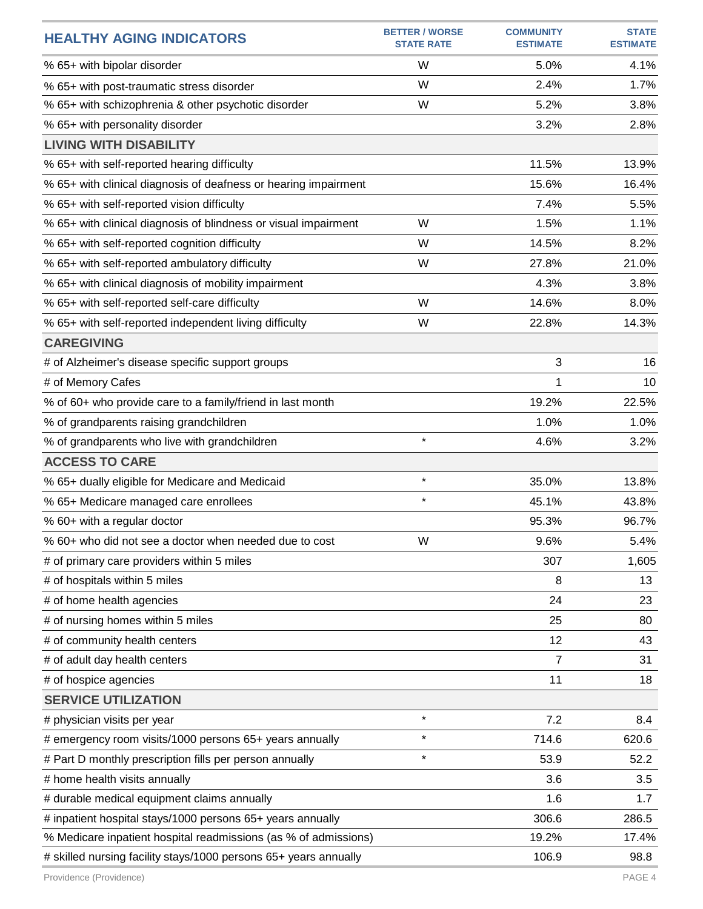| HEALTHY AGING INDICATORS | BETTER / WORSE STATE RATE | COMMUNITY ESTIMATE | STATE ESTIMATE |
|---|---|---|---|
| % 65+ with bipolar disorder | W | 5.0% | 4.1% |
| % 65+ with post-traumatic stress disorder | W | 2.4% | 1.7% |
| % 65+ with schizophrenia & other psychotic disorder | W | 5.2% | 3.8% |
| % 65+ with personality disorder | | 3.2% | 2.8% |
| **LIVING WITH DISABILITY** | | | |
| % 65+ with self-reported hearing difficulty | | 11.5% | 13.9% |
| % 65+ with clinical diagnosis of deafness or hearing impairment | | 15.6% | 16.4% |
| % 65+ with self-reported vision difficulty | | 7.4% | 5.5% |
| % 65+ with clinical diagnosis of blindness or visual impairment | W | 1.5% | 1.1% |
| % 65+ with self-reported cognition difficulty | W | 14.5% | 8.2% |
| % 65+ with self-reported ambulatory difficulty | W | 27.8% | 21.0% |
| % 65+ with clinical diagnosis of mobility impairment | | 4.3% | 3.8% |
| % 65+ with self-reported self-care difficulty | W | 14.6% | 8.0% |
| % 65+ with self-reported independent living difficulty | W | 22.8% | 14.3% |
| **CAREGIVING** | | | |
| # of Alzheimer's disease specific support groups | | 3 | 16 |
| # of Memory Cafes | | 1 | 10 |
| % of 60+ who provide care to a family/friend in last month | | 19.2% | 22.5% |
| % of grandparents raising grandchildren | | 1.0% | 1.0% |
| % of grandparents who live with grandchildren | * | 4.6% | 3.2% |
| **ACCESS TO CARE** | | | |
| % 65+ dually eligible for Medicare and Medicaid | * | 35.0% | 13.8% |
| % 65+ Medicare managed care enrollees | * | 45.1% | 43.8% |
| % 60+ with a regular doctor | | 95.3% | 96.7% |
| % 60+ who did not see a doctor when needed due to cost | W | 9.6% | 5.4% |
| # of primary care providers within 5 miles | | 307 | 1,605 |
| # of hospitals within 5 miles | | 8 | 13 |
| # of home health agencies | | 24 | 23 |
| # of nursing homes within 5 miles | | 25 | 80 |
| # of community health centers | | 12 | 43 |
| # of adult day health centers | | 7 | 31 |
| # of hospice agencies | | 11 | 18 |
| **SERVICE UTILIZATION** | | | |
| # physician visits per year | * | 7.2 | 8.4 |
| # emergency room visits/1000 persons 65+ years annually | * | 714.6 | 620.6 |
| # Part D monthly prescription fills per person annually | * | 53.9 | 52.2 |
| # home health visits annually | | 3.6 | 3.5 |
| # durable medical equipment claims annually | | 1.6 | 1.7 |
| # inpatient hospital stays/1000 persons 65+ years annually | | 306.6 | 286.5 |
| % Medicare inpatient hospital readmissions (as % of admissions) | | 19.2% | 17.4% |
| # skilled nursing facility stays/1000 persons 65+ years annually | | 106.9 | 98.8 |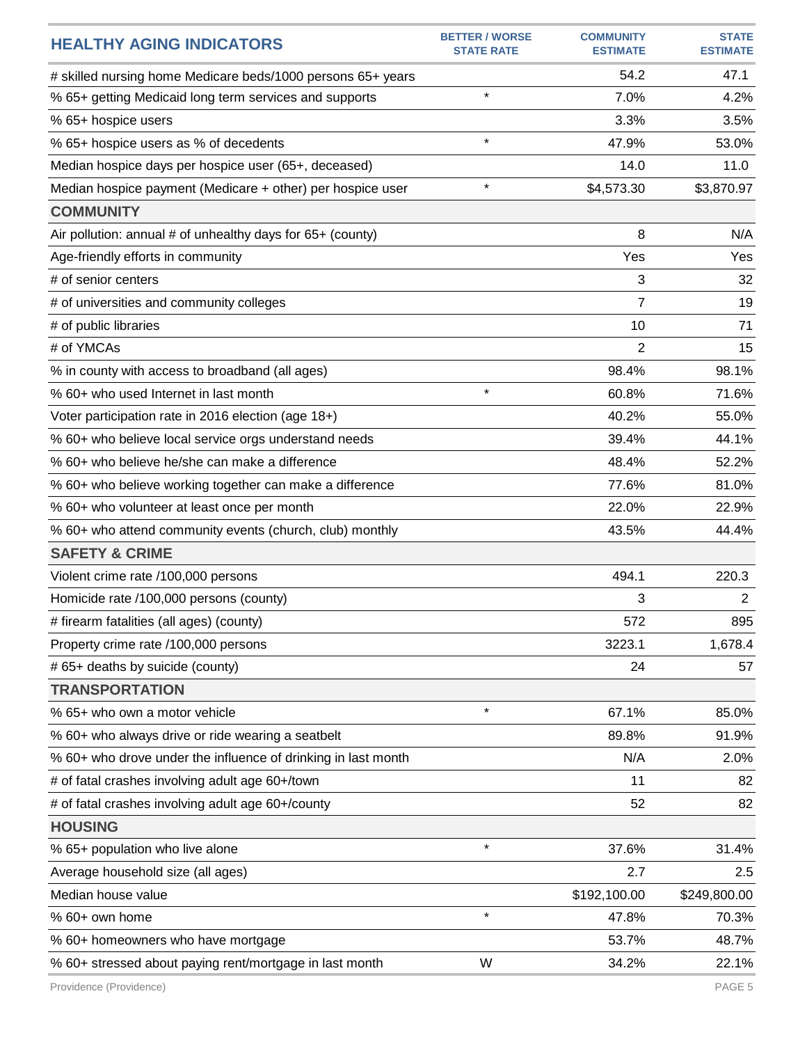| HEALTHY AGING INDICATORS | BETTER / WORSE STATE RATE | COMMUNITY ESTIMATE | STATE ESTIMATE |
|---|---|---|---|
| # skilled nursing home Medicare beds/1000 persons 65+ years | | 54.2 | 47.1 |
| % 65+ getting Medicaid long term services and supports | * | 7.0% | 4.2% |
| % 65+ hospice users | | 3.3% | 3.5% |
| % 65+ hospice users as % of decedents | * | 47.9% | 53.0% |
| Median hospice days per hospice user (65+, deceased) | | 14.0 | 11.0 |
| Median hospice payment (Medicare + other) per hospice user | * | $4,573.30 | $3,870.97 |
| **COMMUNITY** | | | |
| Air pollution: annual # of unhealthy days for 65+ (county) | | 8 | N/A |
| Age-friendly efforts in community | | Yes | Yes |
| # of senior centers | | 3 | 32 |
| # of universities and community colleges | | 7 | 19 |
| # of public libraries | | 10 | 71 |
| # of YMCAs | | 2 | 15 |
| % in county with access to broadband (all ages) | | 98.4% | 98.1% |
| % 60+ who used Internet in last month | * | 60.8% | 71.6% |
| Voter participation rate in 2016 election (age 18+) | | 40.2% | 55.0% |
| % 60+ who believe local service orgs understand needs | | 39.4% | 44.1% |
| % 60+ who believe he/she can make a difference | | 48.4% | 52.2% |
| % 60+ who believe working together can make a difference | | 77.6% | 81.0% |
| % 60+ who volunteer at least once per month | | 22.0% | 22.9% |
| % 60+ who attend community events (church, club) monthly | | 43.5% | 44.4% |
| **SAFETY & CRIME** | | | |
| Violent crime rate /100,000 persons | | 494.1 | 220.3 |
| Homicide rate /100,000 persons (county) | | 3 | 2 |
| # firearm fatalities (all ages) (county) | | 572 | 895 |
| Property crime rate /100,000 persons | | 3223.1 | 1,678.4 |
| # 65+ deaths by suicide (county) | | 24 | 57 |
| **TRANSPORTATION** | | | |
| % 65+ who own a motor vehicle | * | 67.1% | 85.0% |
| % 60+ who always drive or ride wearing a seatbelt | | 89.8% | 91.9% |
| % 60+ who drove under the influence of drinking in last month | | N/A | 2.0% |
| # of fatal crashes involving adult age 60+/town | | 11 | 82 |
| # of fatal crashes involving adult age 60+/county | | 52 | 82 |
| **HOUSING** | | | |
| % 65+ population who live alone | * | 37.6% | 31.4% |
| Average household size (all ages) | | 2.7 | 2.5 |
| Median house value | | $192,100.00 | $249,800.00 |
| % 60+ own home | * | 47.8% | 70.3% |
| % 60+ homeowners who have mortgage | | 53.7% | 48.7% |
| % 60+ stressed about paying rent/mortgage in last month | W | 34.2% | 22.1% |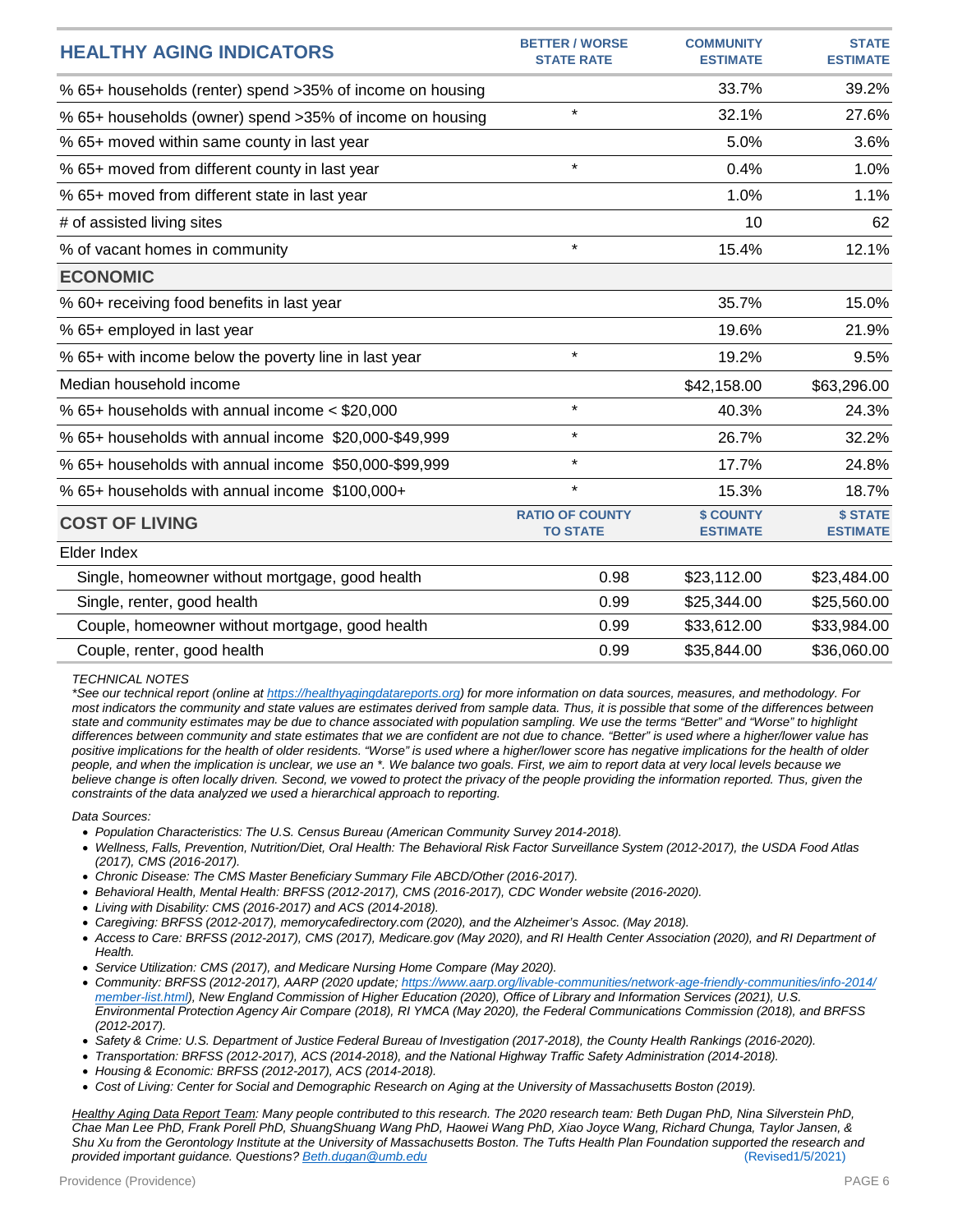| HEALTHY AGING INDICATORS | BETTER / WORSE STATE RATE | COMMUNITY ESTIMATE | STATE ESTIMATE |
|---|---|---|---|
| % 65+ households (renter) spend >35% of income on housing | | 33.7% | 39.2% |
| % 65+ households (owner) spend >35% of income on housing | * | 32.1% | 27.6% |
| % 65+ moved within same county in last year | | 5.0% | 3.6% |
| % 65+ moved from different county in last year | * | 0.4% | 1.0% |
| % 65+ moved from different state in last year | | 1.0% | 1.1% |
| # of assisted living sites | | 10 | 62 |
| % of vacant homes in community | * | 15.4% | 12.1% |
| **ECONOMIC** | | | |
| % 60+ receiving food benefits in last year | | 35.7% | 15.0% |
| % 65+ employed in last year | | 19.6% | 21.9% |
| % 65+ with income below the poverty line in last year | * | 19.2% | 9.5% |
| Median household income | | $42,158.00 | $63,296.00 |
| % 65+ households with annual income < $20,000 | * | 40.3% | 24.3% |
| % 65+ households with annual income $20,000-$49,999 | * | 26.7% | 32.2% |
| % 65+ households with annual income $50,000-$99,999 | * | 17.7% | 24.8% |
| % 65+ households with annual income $100,000+ | * | 15.3% | 18.7% |

| COST OF LIVING | RATIO OF COUNTY TO STATE | $ COUNTY ESTIMATE | $ STATE ESTIMATE |
|---|---|---|---|
| Elder Index | | | |
| Single, homeowner without mortgage, good health | 0.98 | $23,112.00 | $23,484.00 |
| Single, renter, good health | 0.99 | $25,344.00 | $25,560.00 |
| Couple, homeowner without mortgage, good health | 0.99 | $33,612.00 | $33,984.00 |
| Couple, renter, good health | 0.99 | $35,844.00 | $36,060.00 |

*TECHNICAL NOTES*

**See our technical report (online at https://healthyagingdatareports.org) for more information on data sources, measures, and methodology. For most indicators the community and state values are estimates derived from sample data. Thus, it is possible that some of the differences between state and community estimates may be due to chance associated with population sampling. We use the terms "Better" and "Worse" to highlight differences between community and state estimates that we are confident are not due to chance. "Better" is used where a higher/lower value has positive implications for the health of older residents. "Worse" is used where a higher/lower score has negative implications for the health of older people, and when the implication is unclear, we use an *. We balance two goals. First, we aim to report data at very local levels because we believe change is often locally driven. Second, we vowed to protect the privacy of the people providing the information reported. Thus, given the constraints of the data analyzed we used a hierarchical approach to reporting.*

*Data Sources:*

- *Population Characteristics: The U.S. Census Bureau (American Community Survey 2014-2018).*
- *Wellness, Falls, Prevention, Nutrition/Diet, Oral Health: The Behavioral Risk Factor Surveillance System (2012-2017), the USDA Food Atlas (2017), CMS (2016-2017).*
- *Chronic Disease: The CMS Master Beneficiary Summary File ABCD/Other (2016-2017).*
- *Behavioral Health, Mental Health: BRFSS (2012-2017), CMS (2016-2017), CDC Wonder website (2016-2020).*
- *Living with Disability: CMS (2016-2017) and ACS (2014-2018).*
- *Caregiving: BRFSS (2012-2017), memorycafedirectory.com (2020), and the Alzheimer's Assoc. (May 2018).*
- *Access to Care: BRFSS (2012-2017), CMS (2017), Medicare.gov (May 2020), and RI Health Center Association (2020), and RI Department of Health.*
- *Service Utilization: CMS (2017), and Medicare Nursing Home Compare (May 2020).*
- *Community: BRFSS (2012-2017), AARP (2020 update; https://www.aarp.org/livable-communities/network-age-friendly-communities/info-2014/member-list.html), New England Commission of Higher Education (2020), Office of Library and Information Services (2021), U.S. Environmental Protection Agency Air Compare (2018), RI YMCA (May 2020), the Federal Communications Commission (2018), and BRFSS (2012-2017).*
- *Safety & Crime: U.S. Department of Justice Federal Bureau of Investigation (2017-2018), the County Health Rankings (2016-2020).*
- *Transportation: BRFSS (2012-2017), ACS (2014-2018), and the National Highway Traffic Safety Administration (2014-2018).*
- *Housing & Economic: BRFSS (2012-2017), ACS (2014-2018).*
- *Cost of Living: Center for Social and Demographic Research on Aging at the University of Massachusetts Boston (2019).*

*Healthy Aging Data Report Team: Many people contributed to this research. The 2020 research team: Beth Dugan PhD, Nina Silverstein PhD, Chae Man Lee PhD, Frank Porell PhD, ShuangShuang Wang PhD, Haowei Wang PhD, Xiao Joyce Wang, Richard Chunga, Taylor Jansen, & Shu Xu from the Gerontology Institute at the University of Massachusetts Boston. The Tufts Health Plan Foundation supported the research and provided important guidance. Questions? Beth.dugan@umb.edu* (Revised1/5/2021)